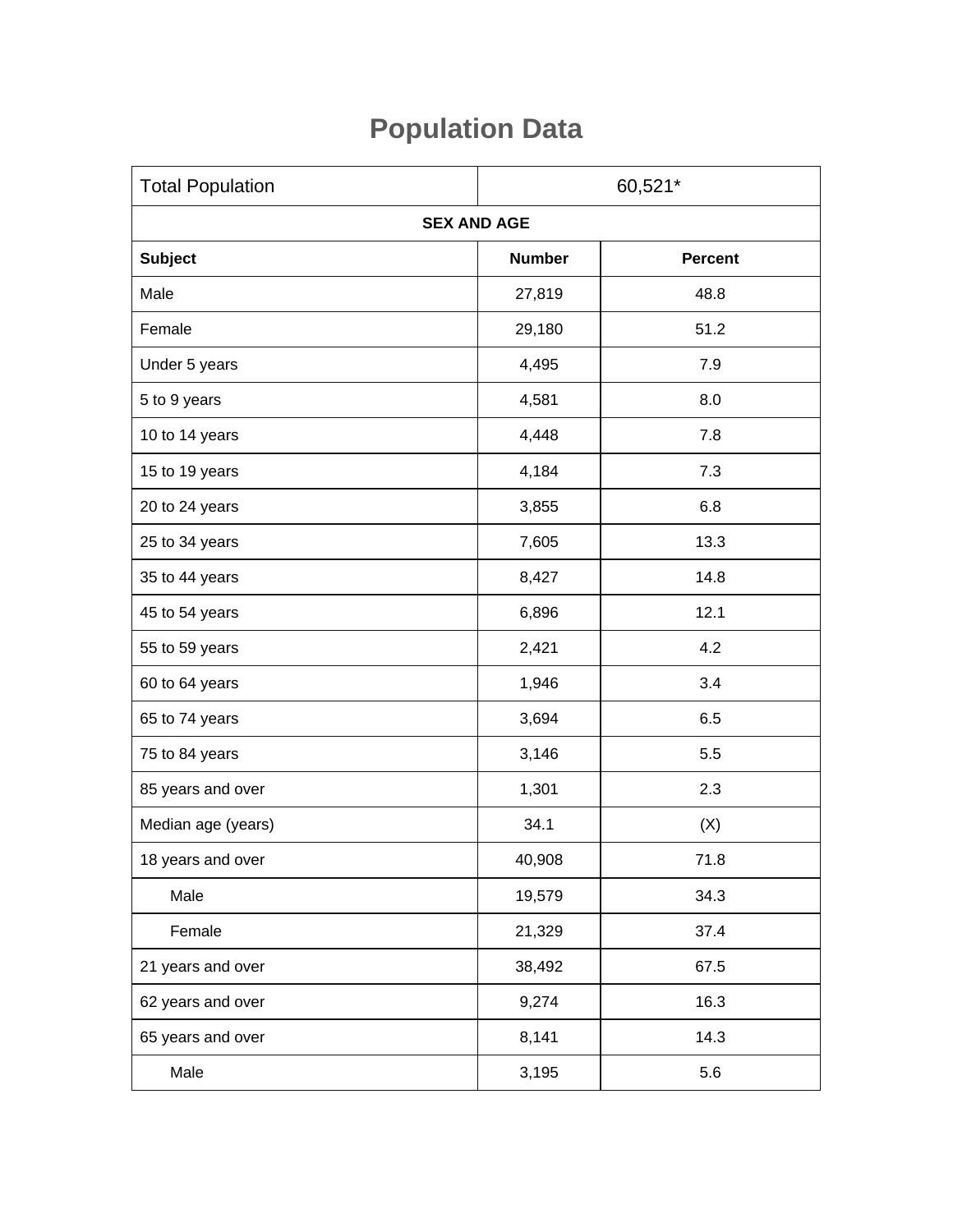# Population Data

| Total Population | 60,521* | |
|---|---|---|
| **SEX AND AGE** | | |
| **Subject** | **Number** | **Percent** |
| Male | 27,819 | 48.8 |
| Female | 29,180 | 51.2 |
| Under 5 years | 4,495 | 7.9 |
| 5 to 9 years | 4,581 | 8.0 |
| 10 to 14 years | 4,448 | 7.8 |
| 15 to 19 years | 4,184 | 7.3 |
| 20 to 24 years | 3,855 | 6.8 |
| 25 to 34 years | 7,605 | 13.3 |
| 35 to 44 years | 8,427 | 14.8 |
| 45 to 54 years | 6,896 | 12.1 |
| 55 to 59 years | 2,421 | 4.2 |
| 60 to 64 years | 1,946 | 3.4 |
| 65 to 74 years | 3,694 | 6.5 |
| 75 to 84 years | 3,146 | 5.5 |
| 85 years and over | 1,301 | 2.3 |
| Median age (years) | 34.1 | (X) |
| 18 years and over | 40,908 | 71.8 |
| Male | 19,579 | 34.3 |
| Female | 21,329 | 37.4 |
| 21 years and over | 38,492 | 67.5 |
| 62 years and over | 9,274 | 16.3 |
| 65 years and over | 8,141 | 14.3 |
| Male | 3,195 | 5.6 |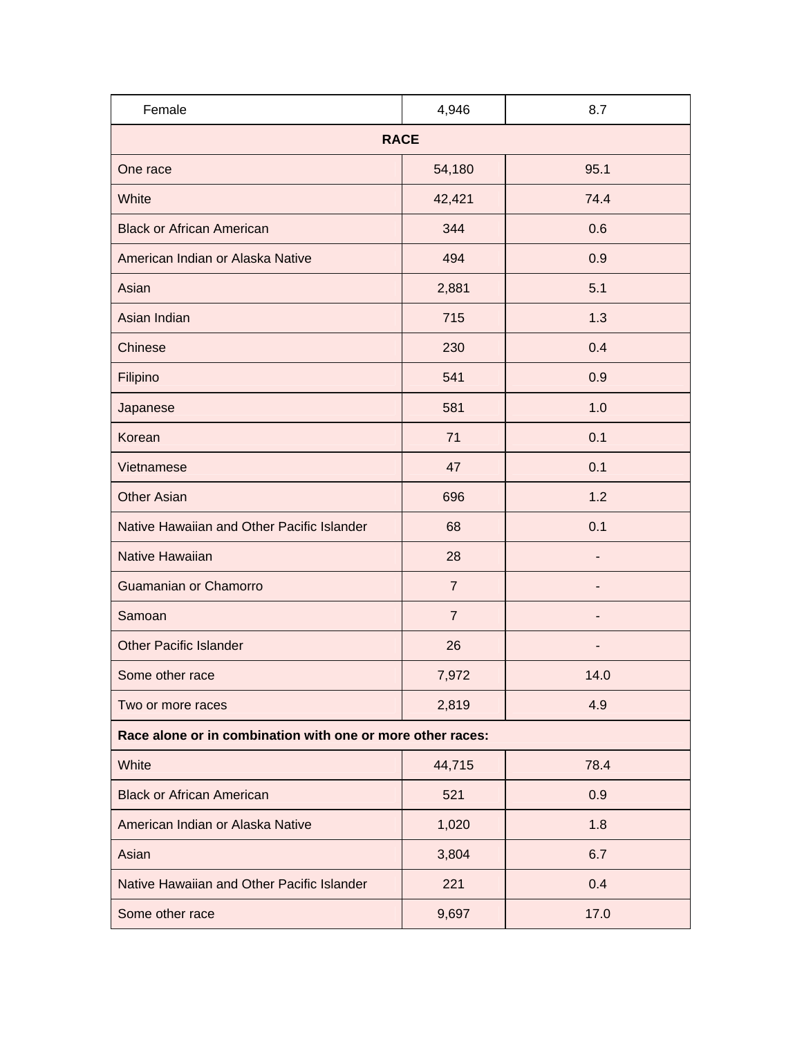| Female | 4,946 | 8.7 |
|---|---|---|
| **RACE** | | |
| One race | 54,180 | 95.1 |
| White | 42,421 | 74.4 |
| Black or African American | 344 | 0.6 |
| American Indian or Alaska Native | 494 | 0.9 |
| Asian | 2,881 | 5.1 |
| Asian Indian | 715 | 1.3 |
| Chinese | 230 | 0.4 |
| Filipino | 541 | 0.9 |
| Japanese | 581 | 1.0 |
| Korean | 71 | 0.1 |
| Vietnamese | 47 | 0.1 |
| Other Asian | 696 | 1.2 |
| Native Hawaiian and Other Pacific Islander | 68 | 0.1 |
| Native Hawaiian | 28 | - |
| Guamanian or Chamorro | 7 | - |
| Samoan | 7 | - |
| Other Pacific Islander | 26 | - |
| Some other race | 7,972 | 14.0 |
| Two or more races | 2,819 | 4.9 |
| **Race alone or in combination with one or more other races:** | | |
| White | 44,715 | 78.4 |
| Black or African American | 521 | 0.9 |
| American Indian or Alaska Native | 1,020 | 1.8 |
| Asian | 3,804 | 6.7 |
| Native Hawaiian and Other Pacific Islander | 221 | 0.4 |
| Some other race | 9,697 | 17.0 |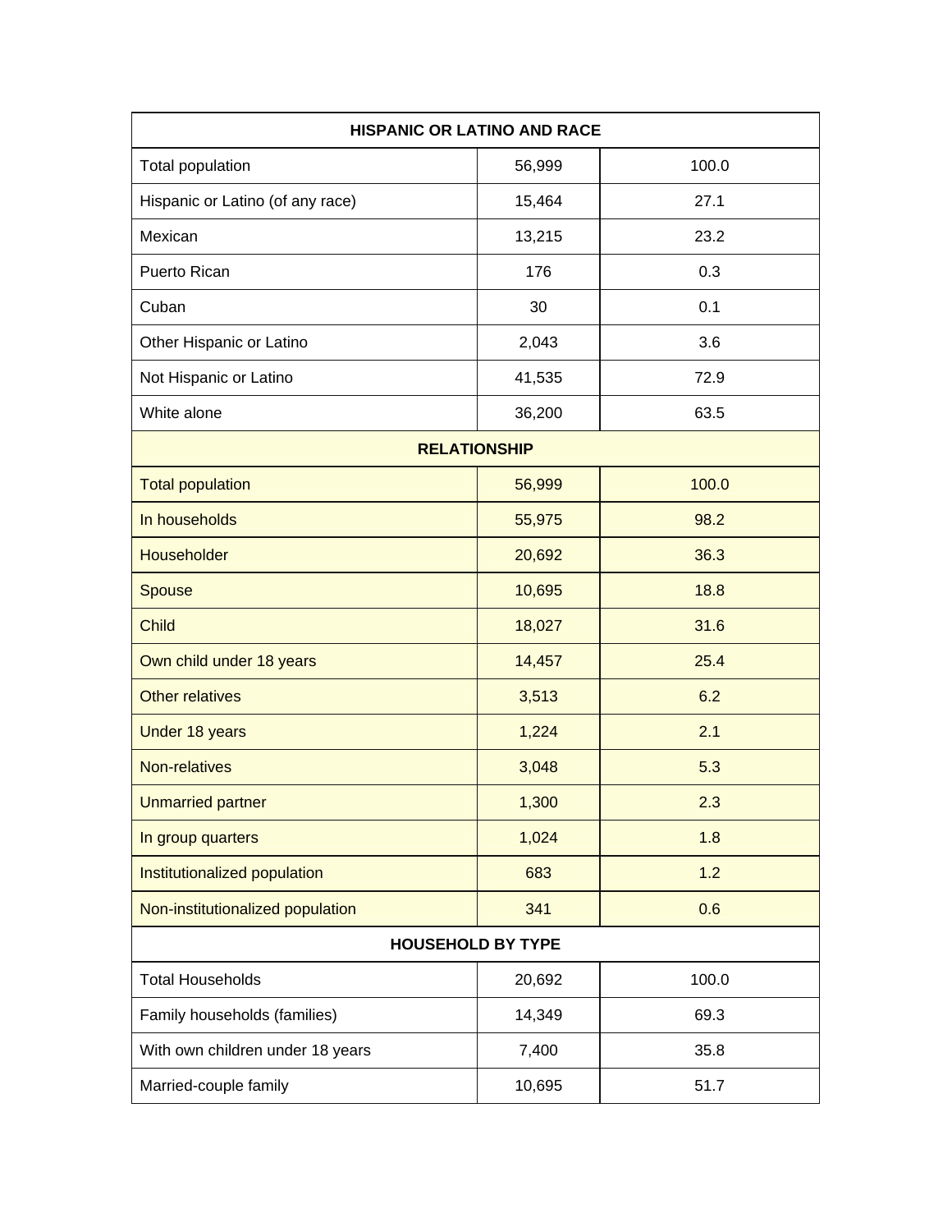| HISPANIC OR LATINO AND RACE | | |
|---|---|---|
| Total population | 56,999 | 100.0 |
| Hispanic or Latino (of any race) | 15,464 | 27.1 |
| Mexican | 13,215 | 23.2 |
| Puerto Rican | 176 | 0.3 |
| Cuban | 30 | 0.1 |
| Other Hispanic or Latino | 2,043 | 3.6 |
| Not Hispanic or Latino | 41,535 | 72.9 |
| White alone | 36,200 | 63.5 |
| **RELATIONSHIP** | | |
| Total population | 56,999 | 100.0 |
| In households | 55,975 | 98.2 |
| Householder | 20,692 | 36.3 |
| Spouse | 10,695 | 18.8 |
| Child | 18,027 | 31.6 |
| Own child under 18 years | 14,457 | 25.4 |
| Other relatives | 3,513 | 6.2 |
| Under 18 years | 1,224 | 2.1 |
| Non-relatives | 3,048 | 5.3 |
| Unmarried partner | 1,300 | 2.3 |
| In group quarters | 1,024 | 1.8 |
| Institutionalized population | 683 | 1.2 |
| Non-institutionalized population | 341 | 0.6 |
| **HOUSEHOLD BY TYPE** | | |
| Total Households | 20,692 | 100.0 |
| Family households (families) | 14,349 | 69.3 |
| With own children under 18 years | 7,400 | 35.8 |
| Married-couple family | 10,695 | 51.7 |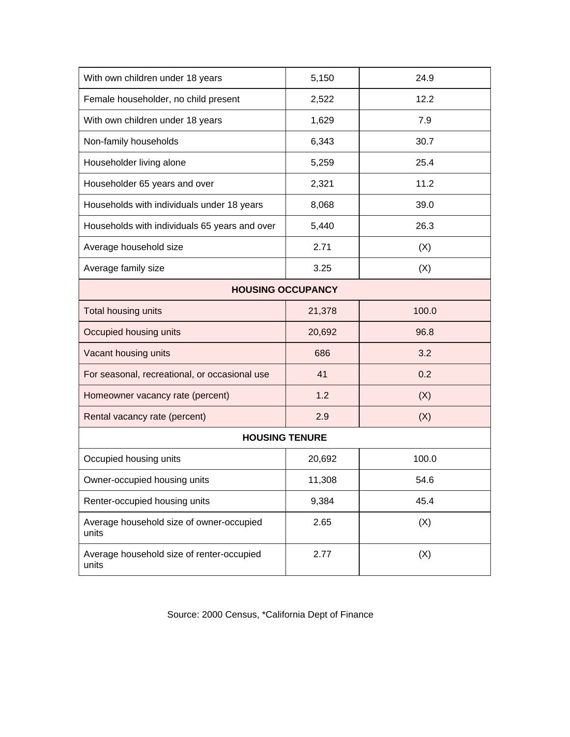| | | |
|---|---|---|
| With own children under 18 years | 5,150 | 24.9 |
| Female householder, no child present | 2,522 | 12.2 |
| With own children under 18 years | 1,629 | 7.9 |
| Non-family households | 6,343 | 30.7 |
| Householder living alone | 5,259 | 25.4 |
| Householder 65 years and over | 2,321 | 11.2 |
| Households with individuals under 18 years | 8,068 | 39.0 |
| Households with individuals 65 years and over | 5,440 | 26.3 |
| Average household size | 2.71 | (X) |
| Average family size | 3.25 | (X) |
| **HOUSING OCCUPANCY** | | |
| Total housing units | 21,378 | 100.0 |
| Occupied housing units | 20,692 | 96.8 |
| Vacant housing units | 686 | 3.2 |
| For seasonal, recreational, or occasional use | 41 | 0.2 |
| Homeowner vacancy rate (percent) | 1.2 | (X) |
| Rental vacancy rate (percent) | 2.9 | (X) |
| **HOUSING TENURE** | | |
| Occupied housing units | 20,692 | 100.0 |
| Owner-occupied housing units | 11,308 | 54.6 |
| Renter-occupied housing units | 9,384 | 45.4 |
| Average household size of owner-occupied units | 2.65 | (X) |
| Average household size of renter-occupied units | 2.77 | (X) |

Source: 2000 Census, *California Dept of Finance